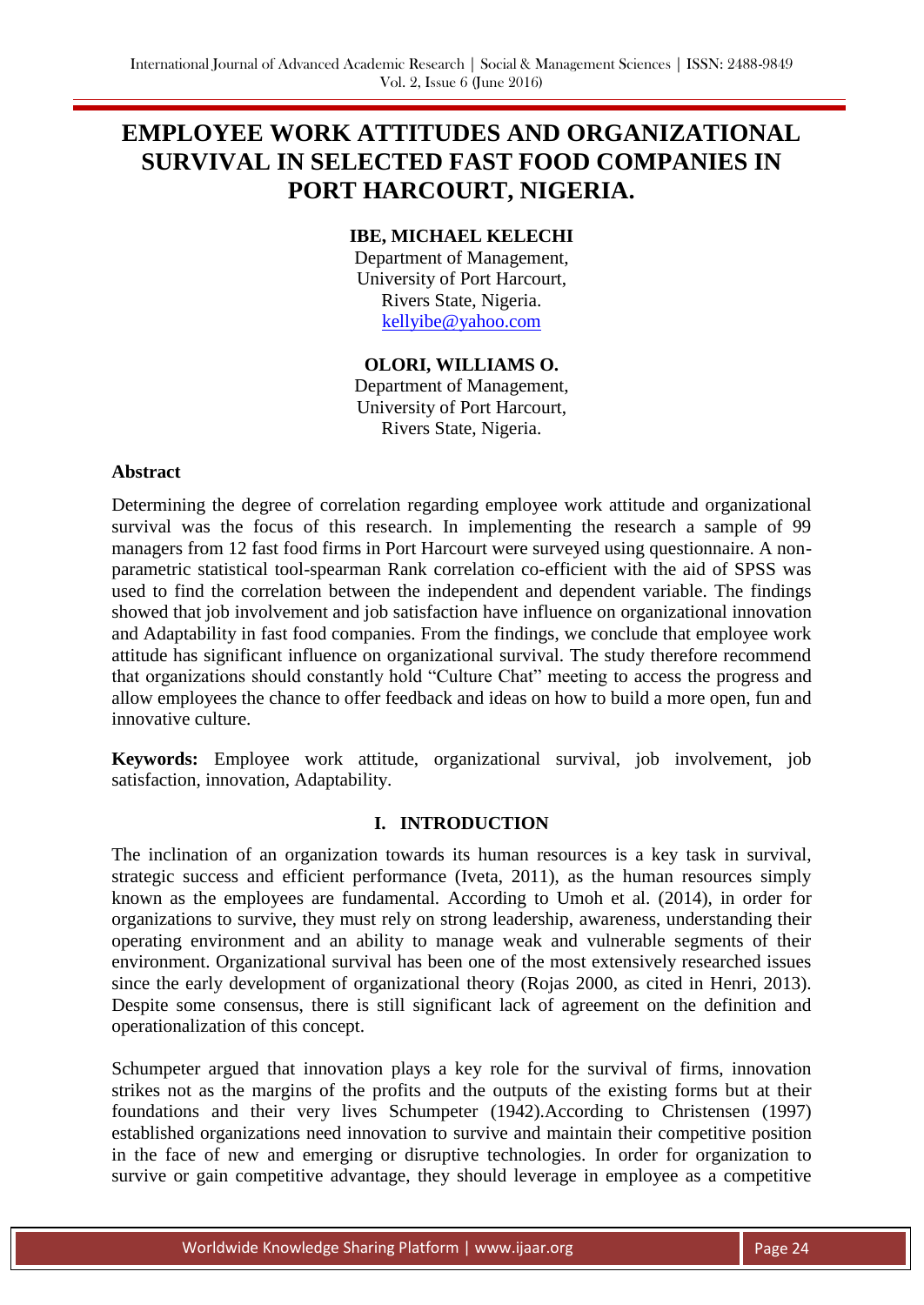# EMPLOYEE WORK ATTITUDES AND ORGANIZATIONAL SURVIVAL IN SELECTED FAST FOOD COMPANIES IN PORT HARCOURT, NIGERIA.

**IBE, MICHAEL KELECHI**
Department of Management,
University of Port Harcourt,
Rivers State, Nigeria.
kellyibe@yahoo.com

**OLORI, WILLIAMS O.**
Department of Management,
University of Port Harcourt,
Rivers State, Nigeria.

## Abstract

Determining the degree of correlation regarding employee work attitude and organizational survival was the focus of this research. In implementing the research a sample of 99 managers from 12 fast food firms in Port Harcourt were surveyed using questionnaire. A non-parametric statistical tool-spearman Rank correlation co-efficient with the aid of SPSS was used to find the correlation between the independent and dependent variable. The findings showed that job involvement and job satisfaction have influence on organizational innovation and Adaptability in fast food companies. From the findings, we conclude that employee work attitude has significant influence on organizational survival. The study therefore recommend that organizations should constantly hold "Culture Chat" meeting to access the progress and allow employees the chance to offer feedback and ideas on how to build a more open, fun and innovative culture.

**Keywords:** Employee work attitude, organizational survival, job involvement, job satisfaction, innovation, Adaptability.

## I. INTRODUCTION

The inclination of an organization towards its human resources is a key task in survival, strategic success and efficient performance (Iveta, 2011), as the human resources simply known as the employees are fundamental. According to Umoh et al. (2014), in order for organizations to survive, they must rely on strong leadership, awareness, understanding their operating environment and an ability to manage weak and vulnerable segments of their environment. Organizational survival has been one of the most extensively researched issues since the early development of organizational theory (Rojas 2000, as cited in Henri, 2013). Despite some consensus, there is still significant lack of agreement on the definition and operationalization of this concept.

Schumpeter argued that innovation plays a key role for the survival of firms, innovation strikes not as the margins of the profits and the outputs of the existing forms but at their foundations and their very lives Schumpeter (1942).According to Christensen (1997) established organizations need innovation to survive and maintain their competitive position in the face of new and emerging or disruptive technologies. In order for organization to survive or gain competitive advantage, they should leverage in employee as a competitive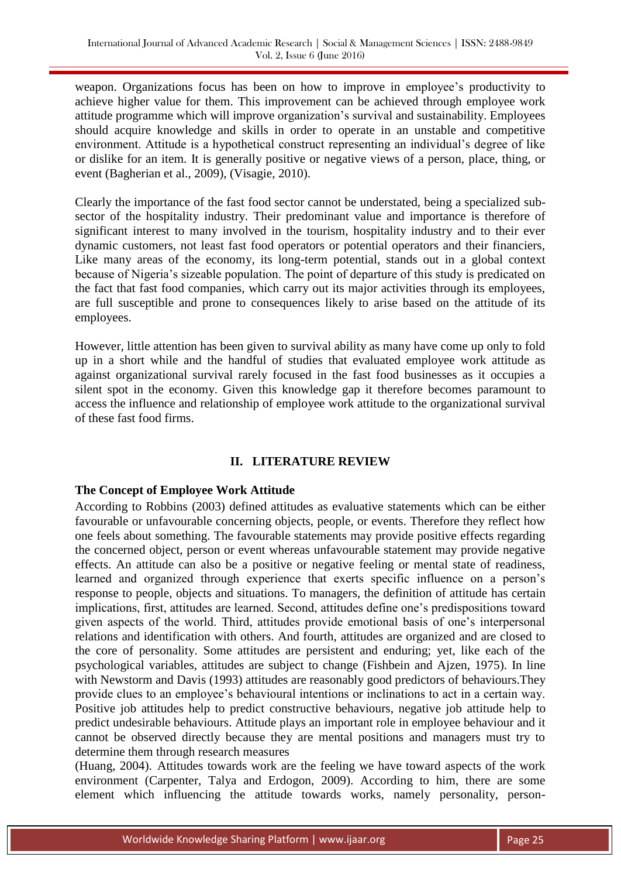weapon. Organizations focus has been on how to improve in employee's productivity to achieve higher value for them. This improvement can be achieved through employee work attitude programme which will improve organization's survival and sustainability. Employees should acquire knowledge and skills in order to operate in an unstable and competitive environment. Attitude is a hypothetical construct representing an individual's degree of like or dislike for an item. It is generally positive or negative views of a person, place, thing, or event (Bagherian et al., 2009), (Visagie, 2010).

Clearly the importance of the fast food sector cannot be understated, being a specialized sub-sector of the hospitality industry. Their predominant value and importance is therefore of significant interest to many involved in the tourism, hospitality industry and to their ever dynamic customers, not least fast food operators or potential operators and their financiers, Like many areas of the economy, its long-term potential, stands out in a global context because of Nigeria's sizeable population. The point of departure of this study is predicated on the fact that fast food companies, which carry out its major activities through its employees, are full susceptible and prone to consequences likely to arise based on the attitude of its employees.

However, little attention has been given to survival ability as many have come up only to fold up in a short while and the handful of studies that evaluated employee work attitude as against organizational survival rarely focused in the fast food businesses as it occupies a silent spot in the economy. Given this knowledge gap it therefore becomes paramount to access the influence and relationship of employee work attitude to the organizational survival of these fast food firms.

## II. LITERATURE REVIEW

### The Concept of Employee Work Attitude

According to Robbins (2003) defined attitudes as evaluative statements which can be either favourable or unfavourable concerning objects, people, or events. Therefore they reflect how one feels about something. The favourable statements may provide positive effects regarding the concerned object, person or event whereas unfavourable statement may provide negative effects. An attitude can also be a positive or negative feeling or mental state of readiness, learned and organized through experience that exerts specific influence on a person's response to people, objects and situations. To managers, the definition of attitude has certain implications, first, attitudes are learned. Second, attitudes define one's predispositions toward given aspects of the world. Third, attitudes provide emotional basis of one's interpersonal relations and identification with others. And fourth, attitudes are organized and are closed to the core of personality. Some attitudes are persistent and enduring; yet, like each of the psychological variables, attitudes are subject to change (Fishbein and Ajzen, 1975). In line with Newstorm and Davis (1993) attitudes are reasonably good predictors of behaviours.They provide clues to an employee's behavioural intentions or inclinations to act in a certain way. Positive job attitudes help to predict constructive behaviours, negative job attitude help to predict undesirable behaviours. Attitude plays an important role in employee behaviour and it cannot be observed directly because they are mental positions and managers must try to determine them through research measures

(Huang, 2004). Attitudes towards work are the feeling we have toward aspects of the work environment (Carpenter, Talya and Erdogon, 2009). According to him, there are some element which influencing the attitude towards works, namely personality, person-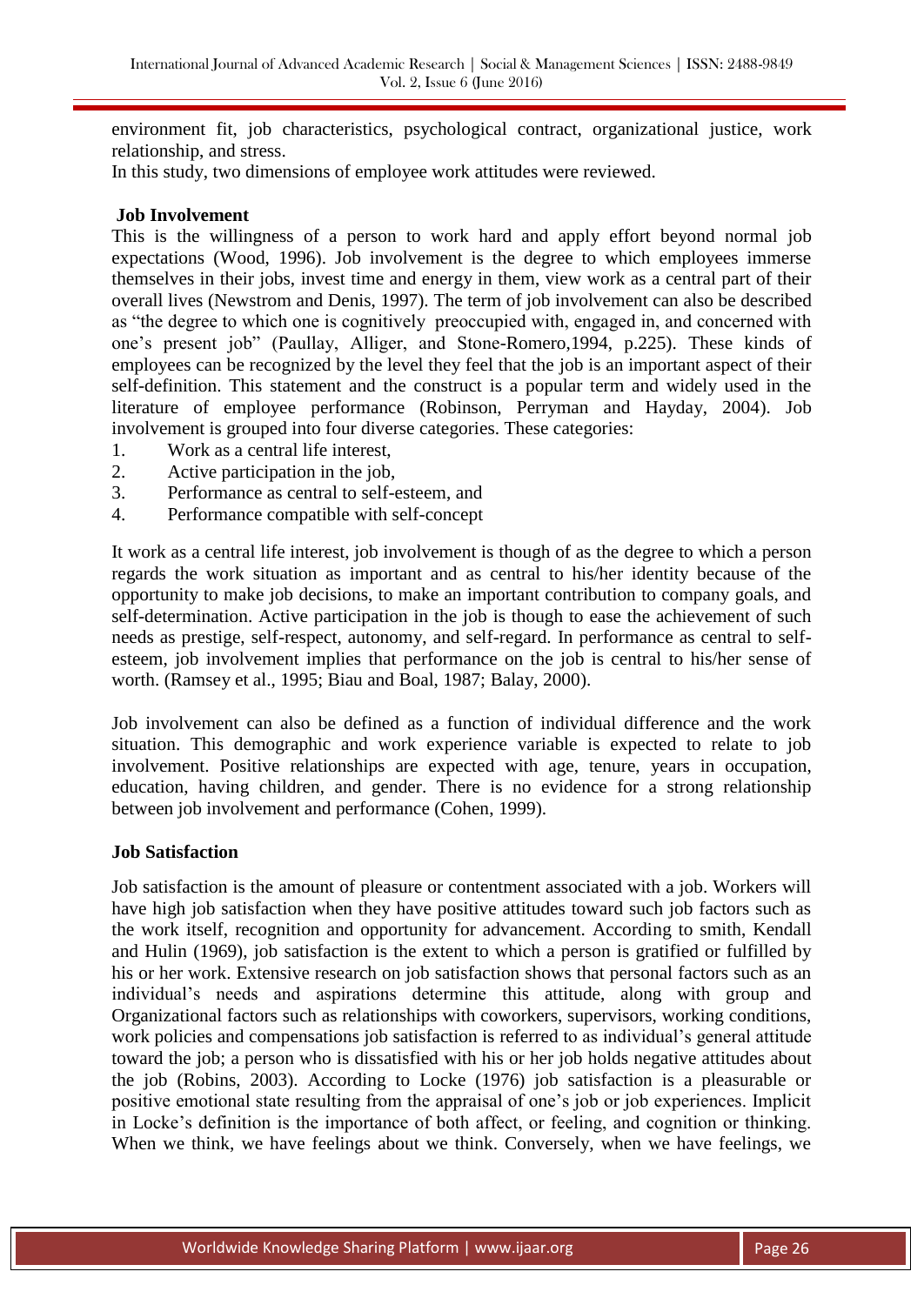environment fit, job characteristics, psychological contract, organizational justice, work relationship, and stress.

In this study, two dimensions of employee work attitudes were reviewed.

### Job Involvement

This is the willingness of a person to work hard and apply effort beyond normal job expectations (Wood, 1996). Job involvement is the degree to which employees immerse themselves in their jobs, invest time and energy in them, view work as a central part of their overall lives (Newstrom and Denis, 1997). The term of job involvement can also be described as "the degree to which one is cognitively preoccupied with, engaged in, and concerned with one's present job" (Paullay, Alliger, and Stone-Romero,1994, p.225). These kinds of employees can be recognized by the level they feel that the job is an important aspect of their self-definition. This statement and the construct is a popular term and widely used in the literature of employee performance (Robinson, Perryman and Hayday, 2004). Job involvement is grouped into four diverse categories. These categories:

1. Work as a central life interest,
2. Active participation in the job,
3. Performance as central to self-esteem, and
4. Performance compatible with self-concept

It work as a central life interest, job involvement is though of as the degree to which a person regards the work situation as important and as central to his/her identity because of the opportunity to make job decisions, to make an important contribution to company goals, and self-determination. Active participation in the job is though to ease the achievement of such needs as prestige, self-respect, autonomy, and self-regard. In performance as central to self-esteem, job involvement implies that performance on the job is central to his/her sense of worth. (Ramsey et al., 1995; Biau and Boal, 1987; Balay, 2000).

Job involvement can also be defined as a function of individual difference and the work situation. This demographic and work experience variable is expected to relate to job involvement. Positive relationships are expected with age, tenure, years in occupation, education, having children, and gender. There is no evidence for a strong relationship between job involvement and performance (Cohen, 1999).

### Job Satisfaction

Job satisfaction is the amount of pleasure or contentment associated with a job. Workers will have high job satisfaction when they have positive attitudes toward such job factors such as the work itself, recognition and opportunity for advancement. According to smith, Kendall and Hulin (1969), job satisfaction is the extent to which a person is gratified or fulfilled by his or her work. Extensive research on job satisfaction shows that personal factors such as an individual's needs and aspirations determine this attitude, along with group and Organizational factors such as relationships with coworkers, supervisors, working conditions, work policies and compensations job satisfaction is referred to as individual's general attitude toward the job; a person who is dissatisfied with his or her job holds negative attitudes about the job (Robins, 2003). According to Locke (1976) job satisfaction is a pleasurable or positive emotional state resulting from the appraisal of one's job or job experiences. Implicit in Locke's definition is the importance of both affect, or feeling, and cognition or thinking. When we think, we have feelings about we think. Conversely, when we have feelings, we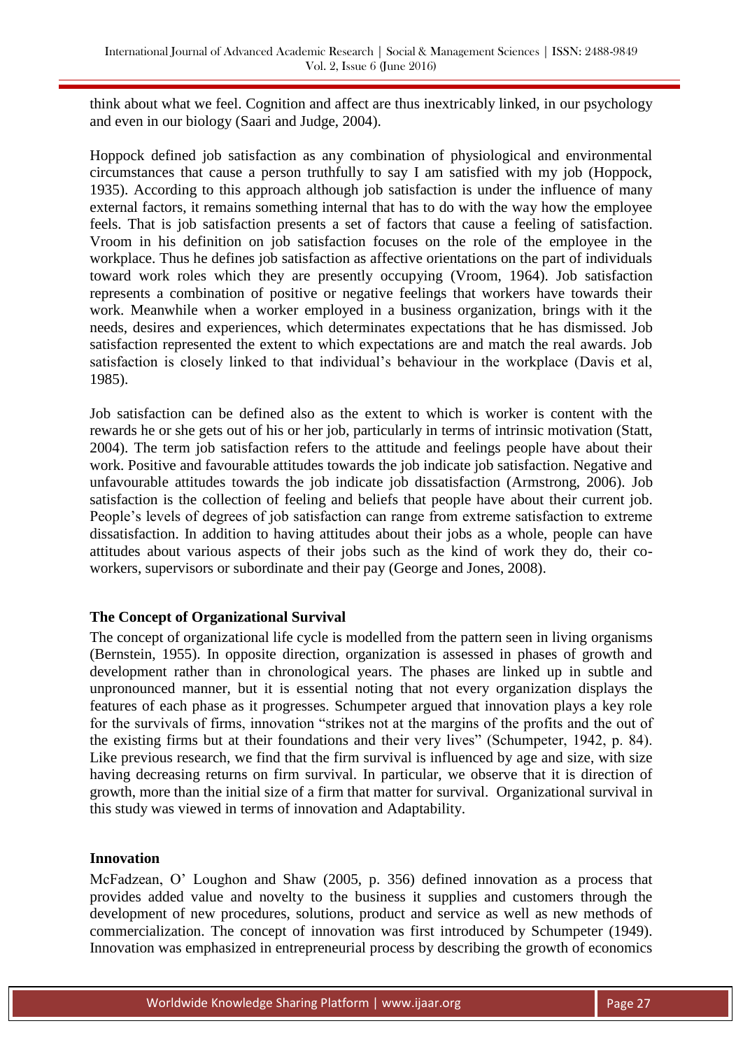think about what we feel. Cognition and affect are thus inextricably linked, in our psychology and even in our biology (Saari and Judge, 2004).

Hoppock defined job satisfaction as any combination of physiological and environmental circumstances that cause a person truthfully to say I am satisfied with my job (Hoppock, 1935). According to this approach although job satisfaction is under the influence of many external factors, it remains something internal that has to do with the way how the employee feels. That is job satisfaction presents a set of factors that cause a feeling of satisfaction. Vroom in his definition on job satisfaction focuses on the role of the employee in the workplace. Thus he defines job satisfaction as affective orientations on the part of individuals toward work roles which they are presently occupying (Vroom, 1964). Job satisfaction represents a combination of positive or negative feelings that workers have towards their work. Meanwhile when a worker employed in a business organization, brings with it the needs, desires and experiences, which determinates expectations that he has dismissed. Job satisfaction represented the extent to which expectations are and match the real awards. Job satisfaction is closely linked to that individual's behaviour in the workplace (Davis et al, 1985).

Job satisfaction can be defined also as the extent to which is worker is content with the rewards he or she gets out of his or her job, particularly in terms of intrinsic motivation (Statt, 2004). The term job satisfaction refers to the attitude and feelings people have about their work. Positive and favourable attitudes towards the job indicate job satisfaction. Negative and unfavourable attitudes towards the job indicate job dissatisfaction (Armstrong, 2006). Job satisfaction is the collection of feeling and beliefs that people have about their current job. People's levels of degrees of job satisfaction can range from extreme satisfaction to extreme dissatisfaction. In addition to having attitudes about their jobs as a whole, people can have attitudes about various aspects of their jobs such as the kind of work they do, their co-workers, supervisors or subordinate and their pay (George and Jones, 2008).

### The Concept of Organizational Survival

The concept of organizational life cycle is modelled from the pattern seen in living organisms (Bernstein, 1955). In opposite direction, organization is assessed in phases of growth and development rather than in chronological years. The phases are linked up in subtle and unpronounced manner, but it is essential noting that not every organization displays the features of each phase as it progresses. Schumpeter argued that innovation plays a key role for the survivals of firms, innovation "strikes not at the margins of the profits and the out of the existing firms but at their foundations and their very lives" (Schumpeter, 1942, p. 84). Like previous research, we find that the firm survival is influenced by age and size, with size having decreasing returns on firm survival. In particular, we observe that it is direction of growth, more than the initial size of a firm that matter for survival. Organizational survival in this study was viewed in terms of innovation and Adaptability.

### Innovation

McFadzean, O' Loughon and Shaw (2005, p. 356) defined innovation as a process that provides added value and novelty to the business it supplies and customers through the development of new procedures, solutions, product and service as well as new methods of commercialization. The concept of innovation was first introduced by Schumpeter (1949). Innovation was emphasized in entrepreneurial process by describing the growth of economics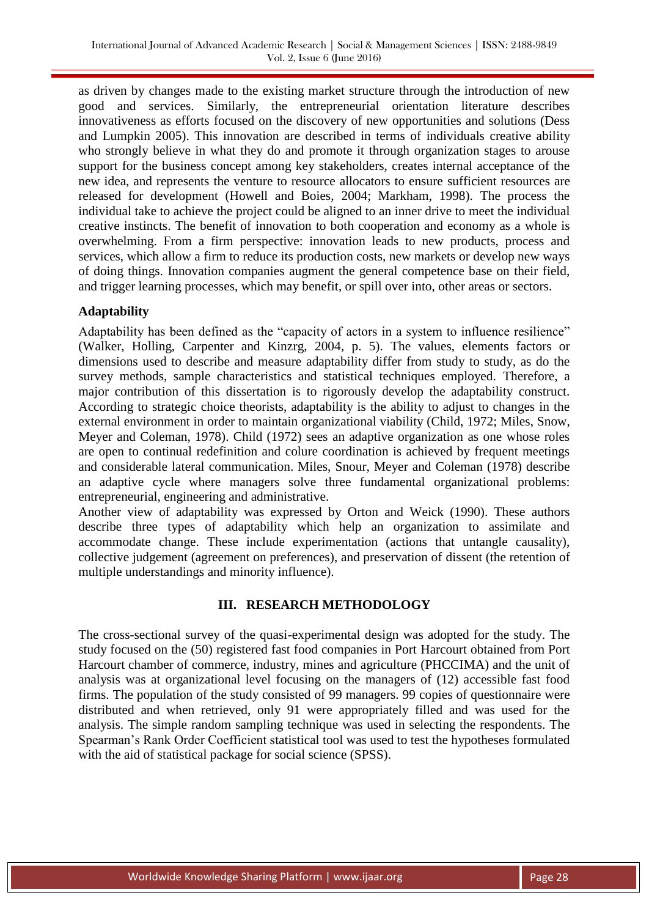as driven by changes made to the existing market structure through the introduction of new good and services. Similarly, the entrepreneurial orientation literature describes innovativeness as efforts focused on the discovery of new opportunities and solutions (Dess and Lumpkin 2005). This innovation are described in terms of individuals creative ability who strongly believe in what they do and promote it through organization stages to arouse support for the business concept among key stakeholders, creates internal acceptance of the new idea, and represents the venture to resource allocators to ensure sufficient resources are released for development (Howell and Boies, 2004; Markham, 1998). The process the individual take to achieve the project could be aligned to an inner drive to meet the individual creative instincts. The benefit of innovation to both cooperation and economy as a whole is overwhelming. From a firm perspective: innovation leads to new products, process and services, which allow a firm to reduce its production costs, new markets or develop new ways of doing things. Innovation companies augment the general competence base on their field, and trigger learning processes, which may benefit, or spill over into, other areas or sectors.

**Adaptability**

Adaptability has been defined as the "capacity of actors in a system to influence resilience" (Walker, Holling, Carpenter and Kinzrg, 2004, p. 5). The values, elements factors or dimensions used to describe and measure adaptability differ from study to study, as do the survey methods, sample characteristics and statistical techniques employed. Therefore, a major contribution of this dissertation is to rigorously develop the adaptability construct. According to strategic choice theorists, adaptability is the ability to adjust to changes in the external environment in order to maintain organizational viability (Child, 1972; Miles, Snow, Meyer and Coleman, 1978). Child (1972) sees an adaptive organization as one whose roles are open to continual redefinition and colure coordination is achieved by frequent meetings and considerable lateral communication. Miles, Snour, Meyer and Coleman (1978) describe an adaptive cycle where managers solve three fundamental organizational problems: entrepreneurial, engineering and administrative.

Another view of adaptability was expressed by Orton and Weick (1990). These authors describe three types of adaptability which help an organization to assimilate and accommodate change. These include experimentation (actions that untangle causality), collective judgement (agreement on preferences), and preservation of dissent (the retention of multiple understandings and minority influence).

## III. RESEARCH METHODOLOGY

The cross-sectional survey of the quasi-experimental design was adopted for the study. The study focused on the (50) registered fast food companies in Port Harcourt obtained from Port Harcourt chamber of commerce, industry, mines and agriculture (PHCCIMA) and the unit of analysis was at organizational level focusing on the managers of (12) accessible fast food firms. The population of the study consisted of 99 managers. 99 copies of questionnaire were distributed and when retrieved, only 91 were appropriately filled and was used for the analysis. The simple random sampling technique was used in selecting the respondents. The Spearman's Rank Order Coefficient statistical tool was used to test the hypotheses formulated with the aid of statistical package for social science (SPSS).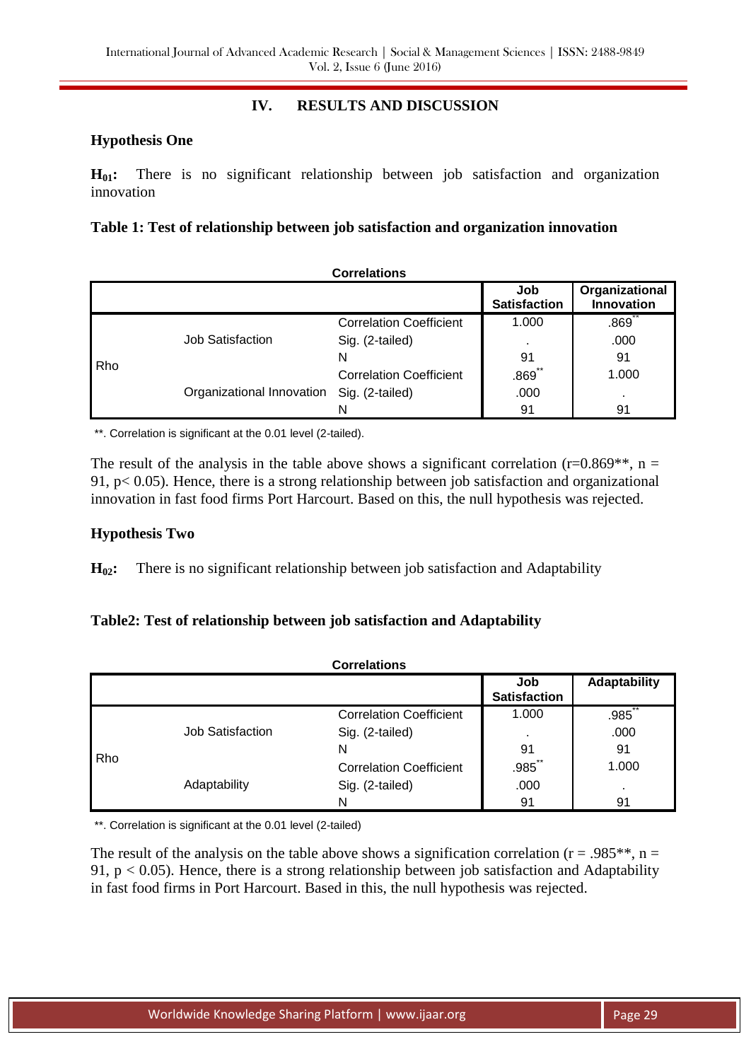## IV. RESULTS AND DISCUSSION

### Hypothesis One

**$H_{01}$:** There is no significant relationship between job satisfaction and organization innovation

**Table 1: Test of relationship between job satisfaction and organization innovation**

**Correlations**

| | | | Job Satisfaction | Organizational Innovation |
|---|---|---|---|---|
| Rho | Job Satisfaction | Correlation Coefficient | 1.000 | .869** |
| | | Sig. (2-tailed) | . | .000 |
| | | N | 91 | 91 |
| | Organizational Innovation | Correlation Coefficient | .869** | 1.000 |
| | | Sig. (2-tailed) | .000 | . |
| | | N | 91 | 91 |

**. Correlation is significant at the 0.01 level (2-tailed).

The result of the analysis in the table above shows a significant correlation ($r=0.869^{**}$, $n = 91$, $p< 0.05$). Hence, there is a strong relationship between job satisfaction and organizational innovation in fast food firms Port Harcourt. Based on this, the null hypothesis was rejected.

### Hypothesis Two

**$H_{02}$:** There is no significant relationship between job satisfaction and Adaptability

**Table2: Test of relationship between job satisfaction and Adaptability**

**Correlations**

| | | | Job Satisfaction | Adaptability |
|---|---|---|---|---|
| Rho | Job Satisfaction | Correlation Coefficient | 1.000 | .985** |
| | | Sig. (2-tailed) | . | .000 |
| | | N | 91 | 91 |
| | Adaptability | Correlation Coefficient | .985** | 1.000 |
| | | Sig. (2-tailed) | .000 | . |
| | | N | 91 | 91 |

**. Correlation is significant at the 0.01 level (2-tailed)

The result of the analysis on the table above shows a signification correlation ($r = .985^{**}$, $n = 91$, $p < 0.05$). Hence, there is a strong relationship between job satisfaction and Adaptability in fast food firms in Port Harcourt. Based in this, the null hypothesis was rejected.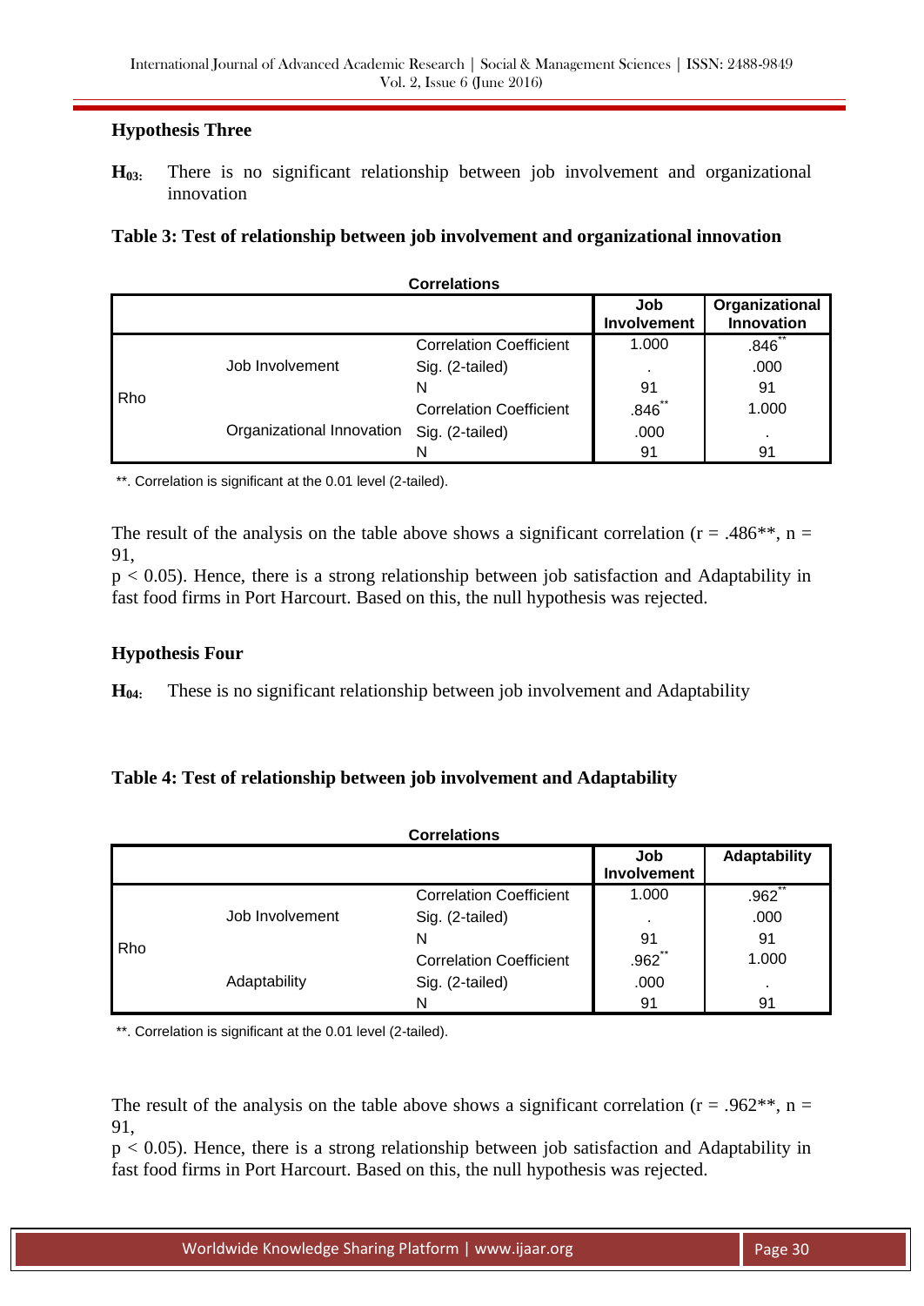**Hypothesis Three**

**$H_{03}$:** There is no significant relationship between job involvement and organizational innovation

**Table 3: Test of relationship between job involvement and organizational innovation**

**Correlations**

| | | | Job Involvement | Organizational Innovation |
|---|---|---|---|---|
| Rho | Job Involvement | Correlation Coefficient | 1.000 | .846** |
| | | Sig. (2-tailed) | . | .000 |
| | | N | 91 | 91 |
| | Organizational Innovation | Correlation Coefficient | .846** | 1.000 |
| | | Sig. (2-tailed) | .000 | . |
| | | N | 91 | 91 |

**. Correlation is significant at the 0.01 level (2-tailed).

The result of the analysis on the table above shows a significant correlation ($r = .486^{**}$, $n = 91$, $p < 0.05$). Hence, there is a strong relationship between job satisfaction and Adaptability in fast food firms in Port Harcourt. Based on this, the null hypothesis was rejected.

**Hypothesis Four**

**$H_{04}$:** These is no significant relationship between job involvement and Adaptability

**Table 4: Test of relationship between job involvement and Adaptability**

**Correlations**

| | | | Job Involvement | Adaptability |
|---|---|---|---|---|
| Rho | Job Involvement | Correlation Coefficient | 1.000 | .962** |
| | | Sig. (2-tailed) | . | .000 |
| | | N | 91 | 91 |
| | Adaptability | Correlation Coefficient | .962** | 1.000 |
| | | Sig. (2-tailed) | .000 | . |
| | | N | 91 | 91 |

**. Correlation is significant at the 0.01 level (2-tailed).

The result of the analysis on the table above shows a significant correlation ($r = .962^{**}$, $n = 91$, $p < 0.05$). Hence, there is a strong relationship between job satisfaction and Adaptability in fast food firms in Port Harcourt. Based on this, the null hypothesis was rejected.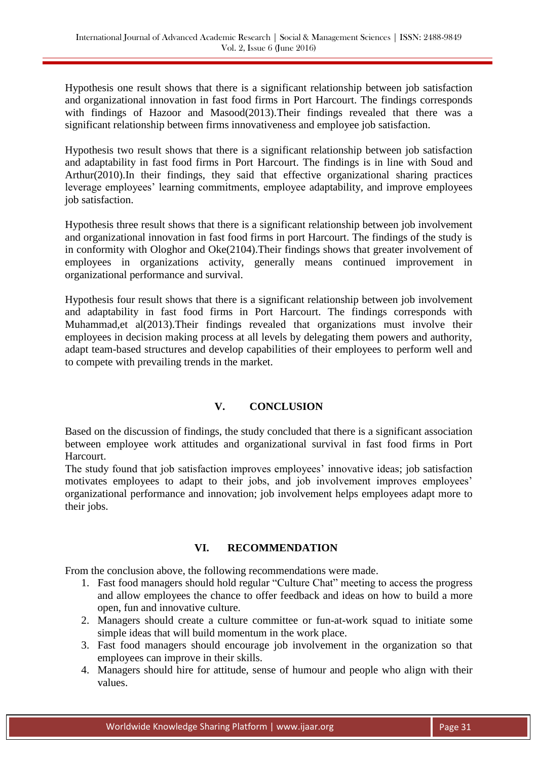Hypothesis one result shows that there is a significant relationship between job satisfaction and organizational innovation in fast food firms in Port Harcourt. The findings corresponds with findings of Hazoor and Masood(2013).Their findings revealed that there was a significant relationship between firms innovativeness and employee job satisfaction.

Hypothesis two result shows that there is a significant relationship between job satisfaction and adaptability in fast food firms in Port Harcourt. The findings is in line with Soud and Arthur(2010).In their findings, they said that effective organizational sharing practices leverage employees' learning commitments, employee adaptability, and improve employees job satisfaction.

Hypothesis three result shows that there is a significant relationship between job involvement and organizational innovation in fast food firms in port Harcourt. The findings of the study is in conformity with Ologhor and Oke(2104).Their findings shows that greater involvement of employees in organizations activity, generally means continued improvement in organizational performance and survival.

Hypothesis four result shows that there is a significant relationship between job involvement and adaptability in fast food firms in Port Harcourt. The findings corresponds with Muhammad,et al(2013).Their findings revealed that organizations must involve their employees in decision making process at all levels by delegating them powers and authority, adapt team-based structures and develop capabilities of their employees to perform well and to compete with prevailing trends in the market.

## V. CONCLUSION

Based on the discussion of findings, the study concluded that there is a significant association between employee work attitudes and organizational survival in fast food firms in Port Harcourt.

The study found that job satisfaction improves employees' innovative ideas; job satisfaction motivates employees to adapt to their jobs, and job involvement improves employees' organizational performance and innovation; job involvement helps employees adapt more to their jobs.

## VI. RECOMMENDATION

From the conclusion above, the following recommendations were made.

1. Fast food managers should hold regular "Culture Chat" meeting to access the progress and allow employees the chance to offer feedback and ideas on how to build a more open, fun and innovative culture.
2. Managers should create a culture committee or fun-at-work squad to initiate some simple ideas that will build momentum in the work place.
3. Fast food managers should encourage job involvement in the organization so that employees can improve in their skills.
4. Managers should hire for attitude, sense of humour and people who align with their values.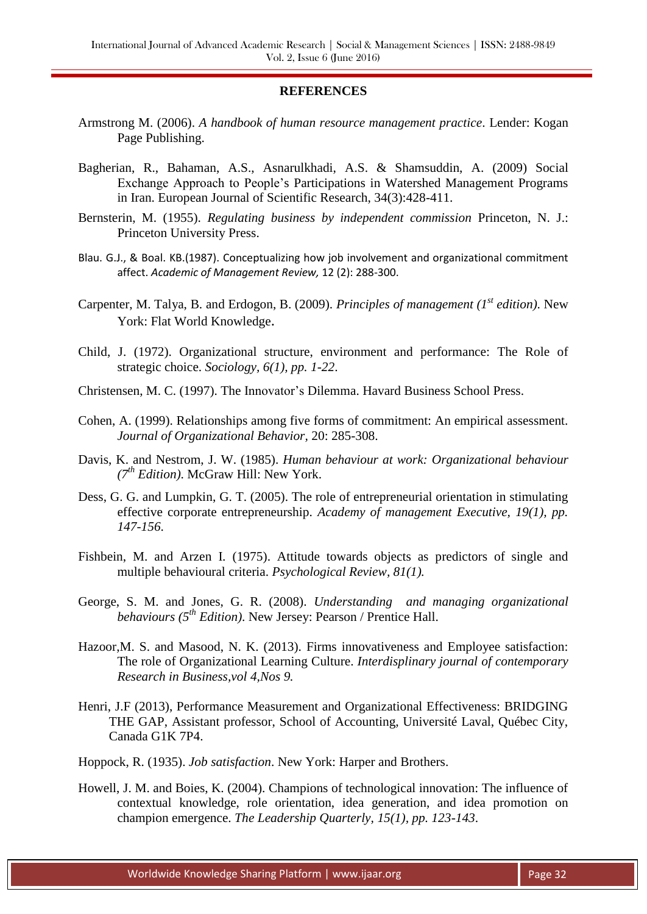## REFERENCES

Armstrong M. (2006). *A handbook of human resource management practice*. Lender: Kogan Page Publishing.

Bagherian, R., Bahaman, A.S., Asnarulkhadi, A.S. & Shamsuddin, A. (2009) Social Exchange Approach to People's Participations in Watershed Management Programs in Iran. European Journal of Scientific Research, 34(3):428-411.

Bernsterin, M. (1955). *Regulating business by independent commission* Princeton, N. J.: Princeton University Press.

Blau. G.J., & Boal. KB.(1987). Conceptualizing how job involvement and organizational commitment affect. *Academic of Management Review,* 12 (2): 288-300.

Carpenter, M. Talya, B. and Erdogon, B. (2009). *Principles of management (1st edition)*. New York: Flat World Knowledge.

Child, J. (1972). Organizational structure, environment and performance: The Role of strategic choice. *Sociology, 6(1), pp. 1-22*.

Christensen, M. C. (1997). The Innovator's Dilemma. Havard Business School Press.

Cohen, A. (1999). Relationships among five forms of commitment: An empirical assessment. *Journal of Organizational Behavior*, 20: 285-308.

Davis, K. and Nestrom, J. W. (1985). *Human behaviour at work: Organizational behaviour (7th Edition).* McGraw Hill: New York.

Dess, G. G. and Lumpkin, G. T. (2005). The role of entrepreneurial orientation in stimulating effective corporate entrepreneurship. *Academy of management Executive, 19(1), pp. 147-156*.

Fishbein, M. and Arzen I. (1975). Attitude towards objects as predictors of single and multiple behavioural criteria. *Psychological Review, 81(1).*

George, S. M. and Jones, G. R. (2008). *Understanding and managing organizational behaviours (5th Edition)*. New Jersey: Pearson / Prentice Hall.

Hazoor,M. S. and Masood, N. K. (2013). Firms innovativeness and Employee satisfaction: The role of Organizational Learning Culture. *Interdisplinary journal of contemporary Research in Business,vol 4,Nos 9.*

Henri, J.F (2013), Performance Measurement and Organizational Effectiveness: BRIDGING THE GAP, Assistant professor, School of Accounting, Université Laval, Québec City, Canada G1K 7P4.

Hoppock, R. (1935). *Job satisfaction*. New York: Harper and Brothers.

Howell, J. M. and Boies, K. (2004). Champions of technological innovation: The influence of contextual knowledge, role orientation, idea generation, and idea promotion on champion emergence. *The Leadership Quarterly, 15(1), pp. 123-143*.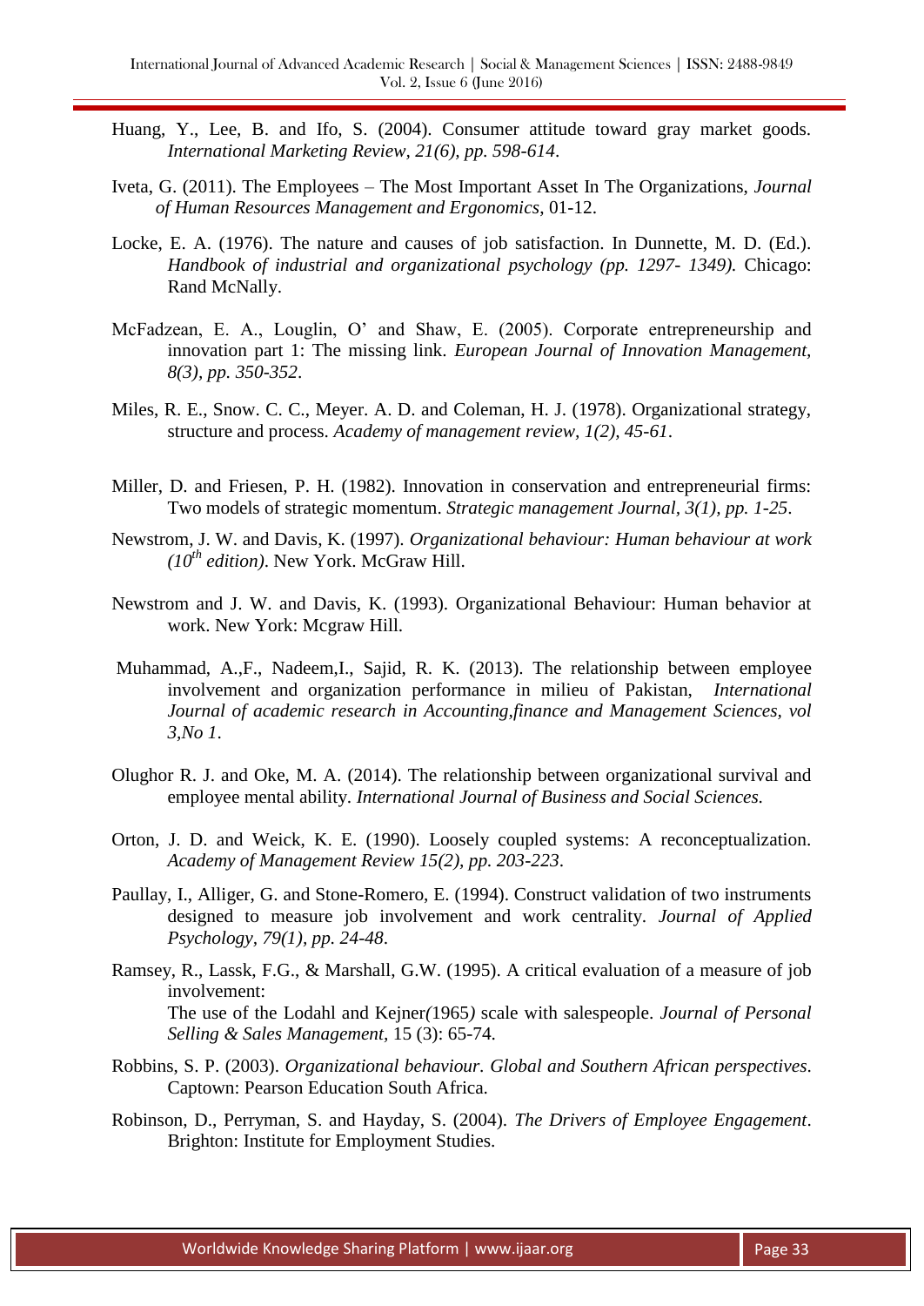Huang, Y., Lee, B. and Ifo, S. (2004). Consumer attitude toward gray market goods. *International Marketing Review, 21(6), pp. 598-614*.

Iveta, G. (2011). The Employees – The Most Important Asset In The Organizations, *Journal of Human Resources Management and Ergonomics*, 01-12.

Locke, E. A. (1976). The nature and causes of job satisfaction. In Dunnette, M. D. (Ed.). *Handbook of industrial and organizational psychology (pp. 1297- 1349).* Chicago: Rand McNally.

McFadzean, E. A., Louglin, O' and Shaw, E. (2005). Corporate entrepreneurship and innovation part 1: The missing link. *European Journal of Innovation Management, 8(3), pp. 350-352*.

Miles, R. E., Snow. C. C., Meyer. A. D. and Coleman, H. J. (1978). Organizational strategy, structure and process. *Academy of management review, 1(2), 45-61*.

Miller, D. and Friesen, P. H. (1982). Innovation in conservation and entrepreneurial firms: Two models of strategic momentum. *Strategic management Journal, 3(1), pp. 1-25*.

Newstrom, J. W. and Davis, K. (1997). *Organizational behaviour: Human behaviour at work (10th edition)*. New York. McGraw Hill.

Newstrom and J. W. and Davis, K. (1993). Organizational Behaviour: Human behavior at work. New York: Mcgraw Hill.

Muhammad, A.,F., Nadeem,I., Sajid, R. K. (2013). The relationship between employee involvement and organization performance in milieu of Pakistan, *International Journal of academic research in Accounting,finance and Management Sciences, vol 3,No 1*.

Olughor R. J. and Oke, M. A. (2014). The relationship between organizational survival and employee mental ability. *International Journal of Business and Social Sciences.*

Orton, J. D. and Weick, K. E. (1990). Loosely coupled systems: A reconceptualization. *Academy of Management Review 15(2), pp. 203-223*.

Paullay, I., Alliger, G. and Stone-Romero, E. (1994). Construct validation of two instruments designed to measure job involvement and work centrality. *Journal of Applied Psychology, 79(1), pp. 24-48*.

Ramsey, R., Lassk, F.G., & Marshall, G.W. (1995). A critical evaluation of a measure of job involvement:
The use of the Lodahl and Kejner*(*1965*)* scale with salespeople. *Journal of Personal Selling & Sales Management,* 15 (3): 65-74.

Robbins, S. P. (2003). *Organizational behaviour. Global and Southern African perspectives*. Captown: Pearson Education South Africa.

Robinson, D., Perryman, S. and Hayday, S. (2004). *The Drivers of Employee Engagement*. Brighton: Institute for Employment Studies.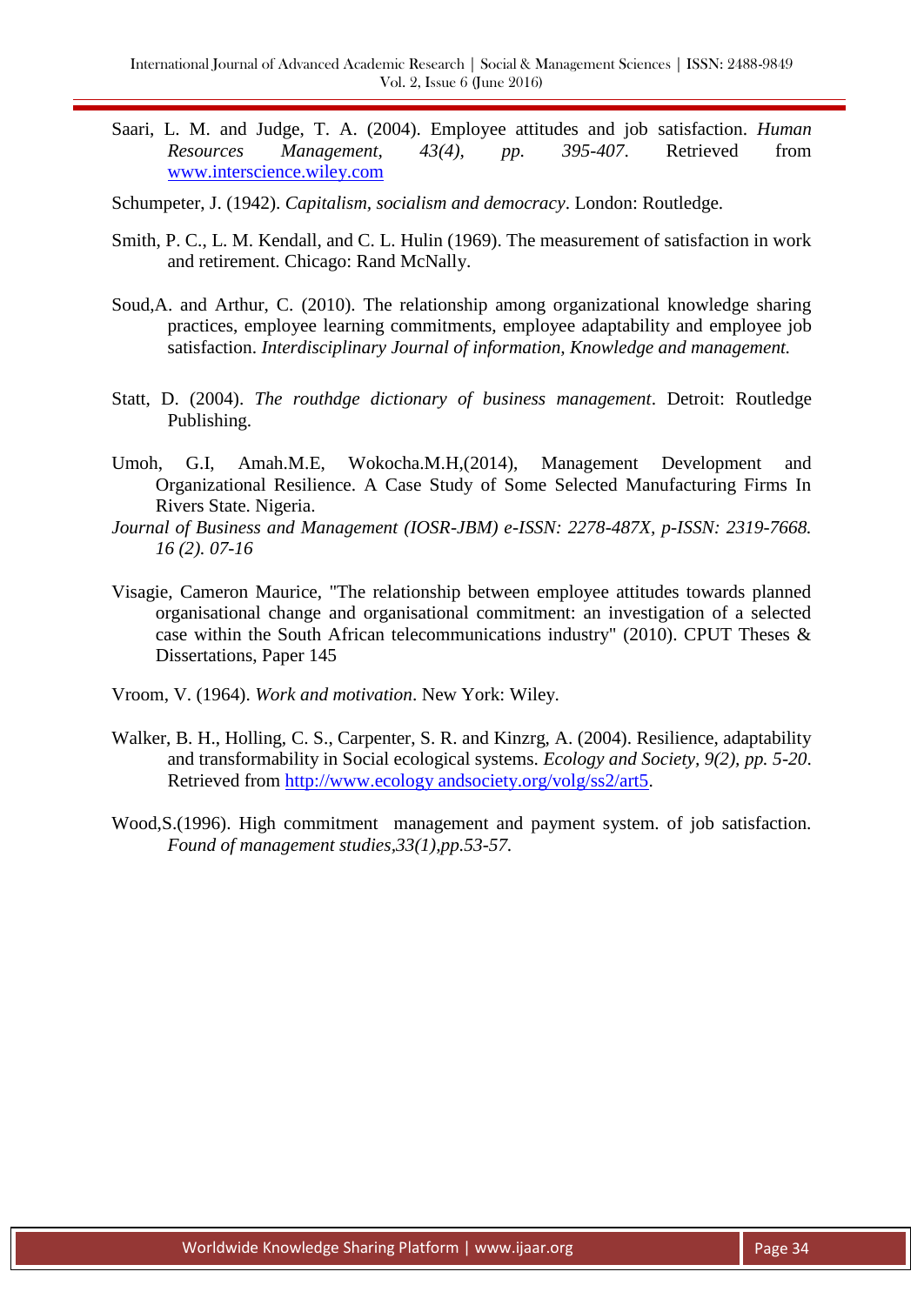Saari, L. M. and Judge, T. A. (2004). Employee attitudes and job satisfaction. *Human Resources Management, 43(4), pp. 395-407*. Retrieved from www.interscience.wiley.com

Schumpeter, J. (1942). *Capitalism, socialism and democracy*. London: Routledge.

Smith, P. C., L. M. Kendall, and C. L. Hulin (1969). The measurement of satisfaction in work and retirement. Chicago: Rand McNally.

Soud,A. and Arthur, C. (2010). The relationship among organizational knowledge sharing practices, employee learning commitments, employee adaptability and employee job satisfaction. *Interdisciplinary Journal of information, Knowledge and management.*

Statt, D. (2004). *The routhdge dictionary of business management*. Detroit: Routledge Publishing.

Umoh, G.I, Amah.M.E, Wokocha.M.H,(2014), Management Development and Organizational Resilience. A Case Study of Some Selected Manufacturing Firms In Rivers State. Nigeria.
*Journal of Business and Management (IOSR-JBM) e-ISSN: 2278-487X, p-ISSN: 2319-7668. 16 (2). 07-16*

Visagie, Cameron Maurice, "The relationship between employee attitudes towards planned organisational change and organisational commitment: an investigation of a selected case within the South African telecommunications industry" (2010). CPUT Theses & Dissertations, Paper 145

Vroom, V. (1964). *Work and motivation*. New York: Wiley.

Walker, B. H., Holling, C. S., Carpenter, S. R. and Kinzrg, A. (2004). Resilience, adaptability and transformability in Social ecological systems. *Ecology and Society, 9(2), pp. 5-20*. Retrieved from http://www.ecology andsociety.org/volg/ss2/art5.

Wood,S.(1996). High commitment management and payment system. of job satisfaction. *Found of management studies,33(1),pp.53-57.*